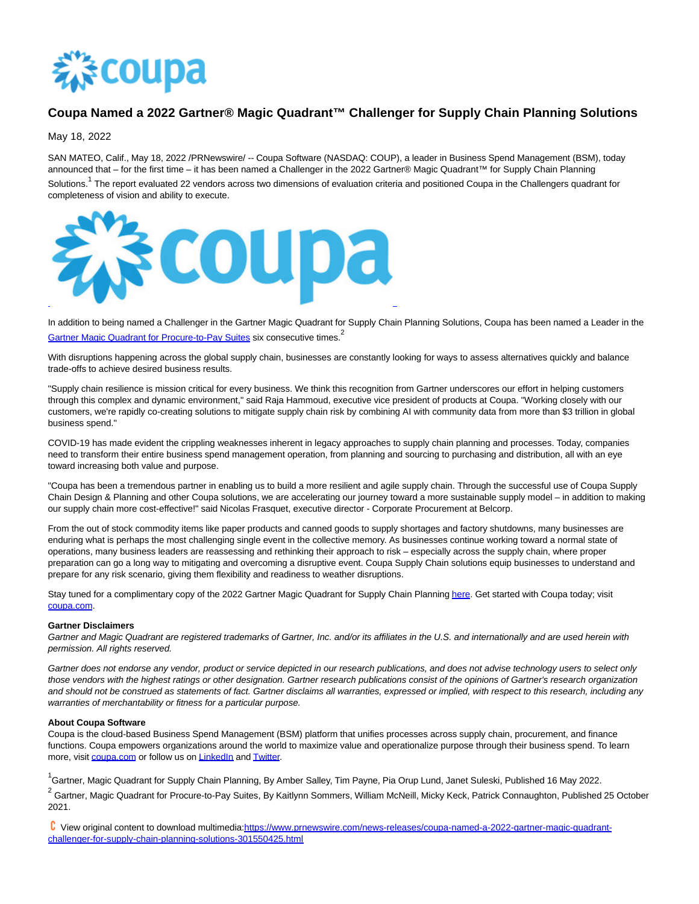# Coupa Named a 2022 Gartner® Magic Quadrant™ Challenger for Supply Chain Planning Solutions

May 18, 2022

SAN MATEO, Calif., May 18, 2022 /PRNewswire/ -- Coupa Software (NASDAQ: COUP), a leader in Business Spend Management (BSM), today announced that – for the first time – it has been named a Challenger in the 2022 Gartner® Magic Quadrant™ for Supply Chain Planning Solutions.[1] The report evaluated 22 vendors across two dimensions of evaluation criteria and positioned Coupa in the Challengers quadrant for completeness of vision and ability to execute.

In addition to being named a Challenger in the Gartner Magic Quadrant for Supply Chain Planning Solutions, Coupa has been named a Leader in the Gartner Magic Quadrant for Procure-to-Pay Suites six consecutive times.[2]

With disruptions happening across the global supply chain, businesses are constantly looking for ways to assess alternatives quickly and balance trade-offs to achieve desired business results.

"Supply chain resilience is mission critical for every business. We think this recognition from Gartner underscores our effort in helping customers through this complex and dynamic environment," said Raja Hammoud, executive vice president of products at Coupa. "Working closely with our customers, we're rapidly co-creating solutions to mitigate supply chain risk by combining AI with community data from more than $3 trillion in global business spend."

COVID-19 has made evident the crippling weaknesses inherent in legacy approaches to supply chain planning and processes. Today, companies need to transform their entire business spend management operation, from planning and sourcing to purchasing and distribution, all with an eye toward increasing both value and purpose.

"Coupa has been a tremendous partner in enabling us to build a more resilient and agile supply chain. Through the successful use of Coupa Supply Chain Design & Planning and other Coupa solutions, we are accelerating our journey toward a more sustainable supply model – in addition to making our supply chain more cost-effective!" said Nicolas Frasquet, executive director - Corporate Procurement at Belcorp.

From the out of stock commodity items like paper products and canned goods to supply shortages and factory shutdowns, many businesses are enduring what is perhaps the most challenging single event in the collective memory. As businesses continue working toward a normal state of operations, many business leaders are reassessing and rethinking their approach to risk – especially across the supply chain, where proper preparation can go a long way to mitigating and overcoming a disruptive event. Coupa Supply Chain solutions equip businesses to understand and prepare for any risk scenario, giving them flexibility and readiness to weather disruptions.

Stay tuned for a complimentary copy of the 2022 Gartner Magic Quadrant for Supply Chain Planning here. Get started with Coupa today; visit coupa.com.

**Gartner Disclaimers**

*Gartner and Magic Quadrant are registered trademarks of Gartner, Inc. and/or its affiliates in the U.S. and internationally and are used herein with permission. All rights reserved.*

*Gartner does not endorse any vendor, product or service depicted in our research publications, and does not advise technology users to select only those vendors with the highest ratings or other designation. Gartner research publications consist of the opinions of Gartner's research organization and should not be construed as statements of fact. Gartner disclaims all warranties, expressed or implied, with respect to this research, including any warranties of merchantability or fitness for a particular purpose.*

**About Coupa Software**

Coupa is the cloud-based Business Spend Management (BSM) platform that unifies processes across supply chain, procurement, and finance functions. Coupa empowers organizations around the world to maximize value and operationalize purpose through their business spend. To learn more, visit coupa.com or follow us on LinkedIn and Twitter.

[1] Gartner, Magic Quadrant for Supply Chain Planning, By Amber Salley, Tim Payne, Pia Orup Lund, Janet Suleski, Published 16 May 2022.

[2] Gartner, Magic Quadrant for Procure-to-Pay Suites, By Kaitlynn Sommers, William McNeill, Micky Keck, Patrick Connaughton, Published 25 October 2021.

View original content to download multimedia:https://www.prnewswire.com/news-releases/coupa-named-a-2022-gartner-magic-quadrant-challenger-for-supply-chain-planning-solutions-301550425.html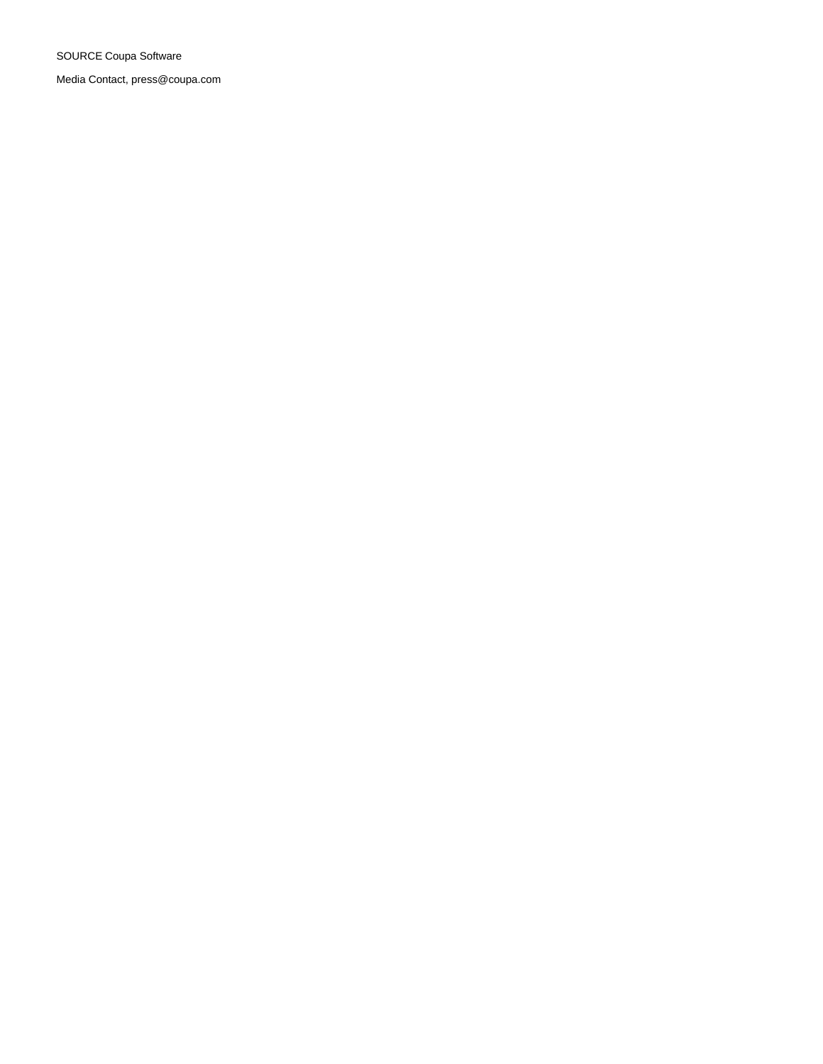SOURCE Coupa Software

Media Contact, press@coupa.com